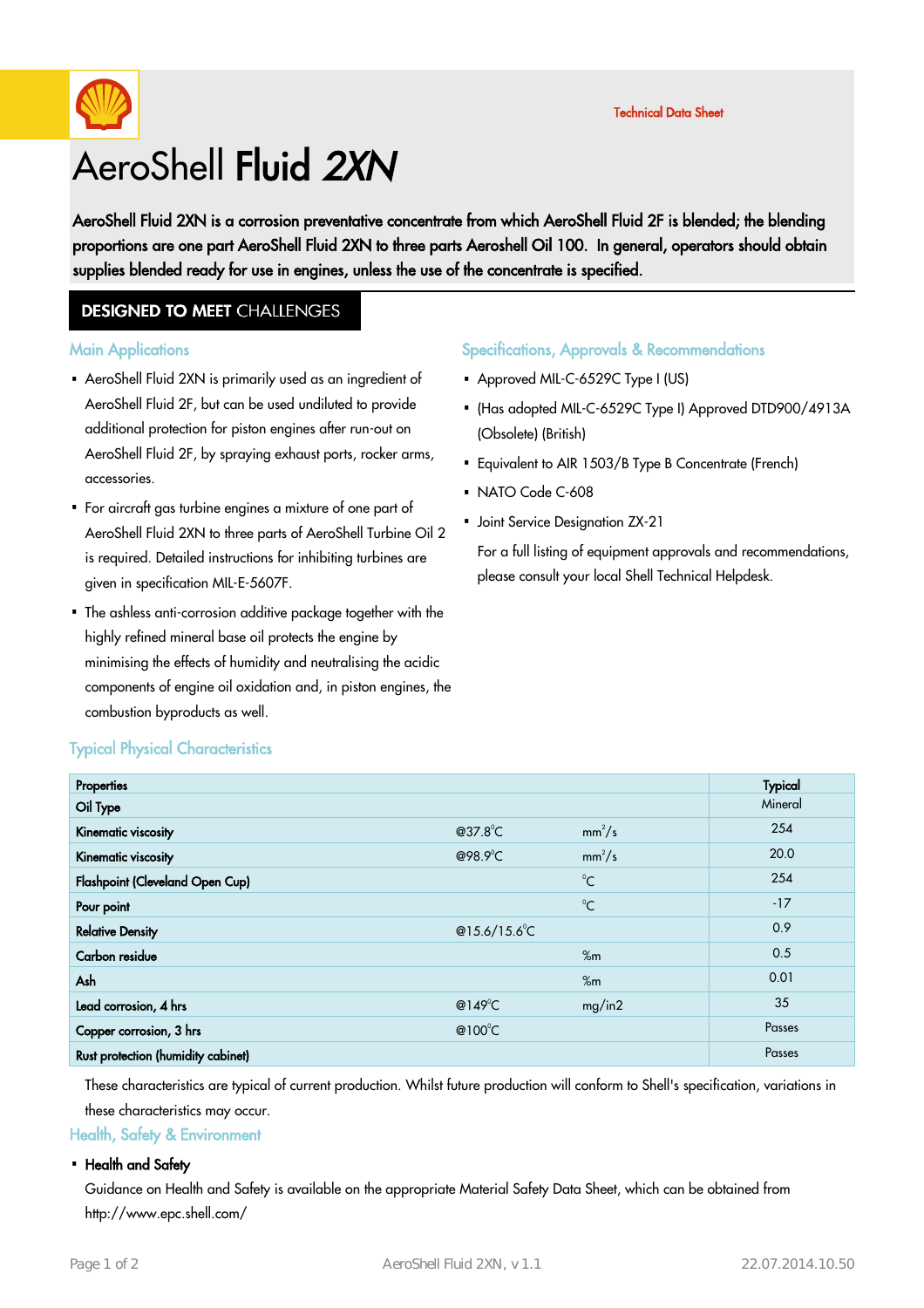Technical Data Sheet

# AeroShell **Fluid** ***2XN***

**AeroShell Fluid 2XN is a corrosion preventative concentrate from which AeroShell Fluid 2F is blended; the blending proportions are one part AeroShell Fluid 2XN to three parts Aeroshell Oil 100. In general, operators should obtain supplies blended ready for use in engines, unless the use of the concentrate is specified.**

## **DESIGNED TO MEET** CHALLENGES

### Main Applications

- AeroShell Fluid 2XN is primarily used as an ingredient of AeroShell Fluid 2F, but can be used undiluted to provide additional protection for piston engines after run-out on AeroShell Fluid 2F, by spraying exhaust ports, rocker arms, accessories.
- For aircraft gas turbine engines a mixture of one part of AeroShell Fluid 2XN to three parts of AeroShell Turbine Oil 2 is required. Detailed instructions for inhibiting turbines are given in specification MIL-E-5607F.
- The ashless anti-corrosion additive package together with the highly refined mineral base oil protects the engine by minimising the effects of humidity and neutralising the acidic components of engine oil oxidation and, in piston engines, the combustion byproducts as well.

### Specifications, Approvals & Recommendations

- Approved MIL-C-6529C Type I (US)
- (Has adopted MIL-C-6529C Type I) Approved DTD900/4913A (Obsolete) (British)
- Equivalent to AIR 1503/B Type B Concentrate (French)
- NATO Code C-608
- Joint Service Designation ZX-21

For a full listing of equipment approvals and recommendations, please consult your local Shell Technical Helpdesk.

### Typical Physical Characteristics

| Properties | | | Typical |
|---|---|---|---|
| Oil Type | | | Mineral |
| Kinematic viscosity | @37.8°C | mm²/s | 254 |
| Kinematic viscosity | @98.9°C | mm²/s | 20.0 |
| Flashpoint (Cleveland Open Cup) | | °C | 254 |
| Pour point | | °C | -17 |
| Relative Density | @15.6/15.6°C | | 0.9 |
| Carbon residue | | %m | 0.5 |
| Ash | | %m | 0.01 |
| Lead corrosion, 4 hrs | @149°C | mg/in2 | 35 |
| Copper corrosion, 3 hrs | @100°C | | Passes |
| Rust protection (humidity cabinet) | | | Passes |

These characteristics are typical of current production. Whilst future production will conform to Shell's specification, variations in these characteristics may occur.

### Health, Safety & Environment

- **Health and Safety**

Guidance on Health and Safety is available on the appropriate Material Safety Data Sheet, which can be obtained from http://www.epc.shell.com/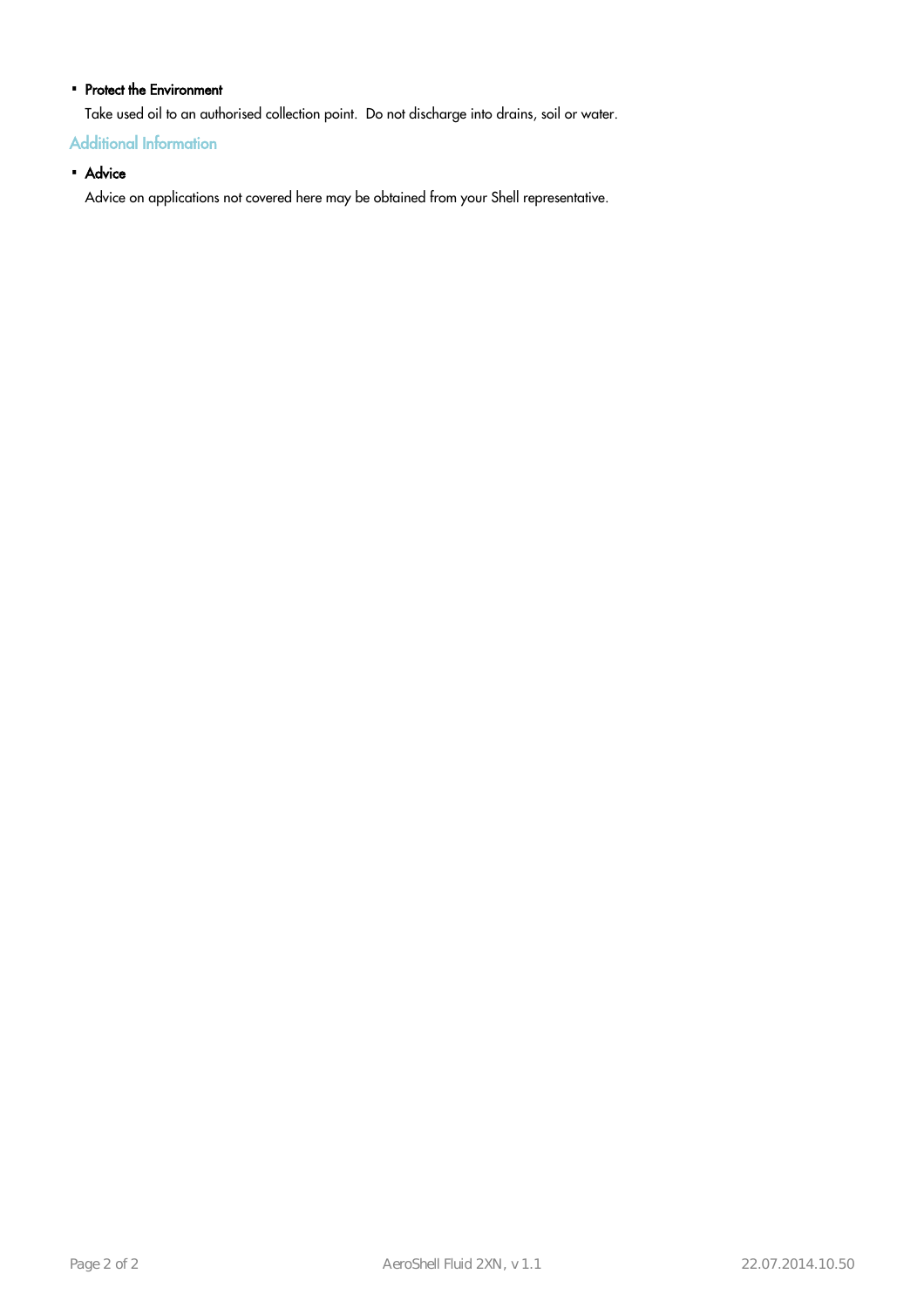- **Protect the Environment**

  Take used oil to an authorised collection point. Do not discharge into drains, soil or water.

## Additional Information

- **Advice**

  Advice on applications not covered here may be obtained from your Shell representative.